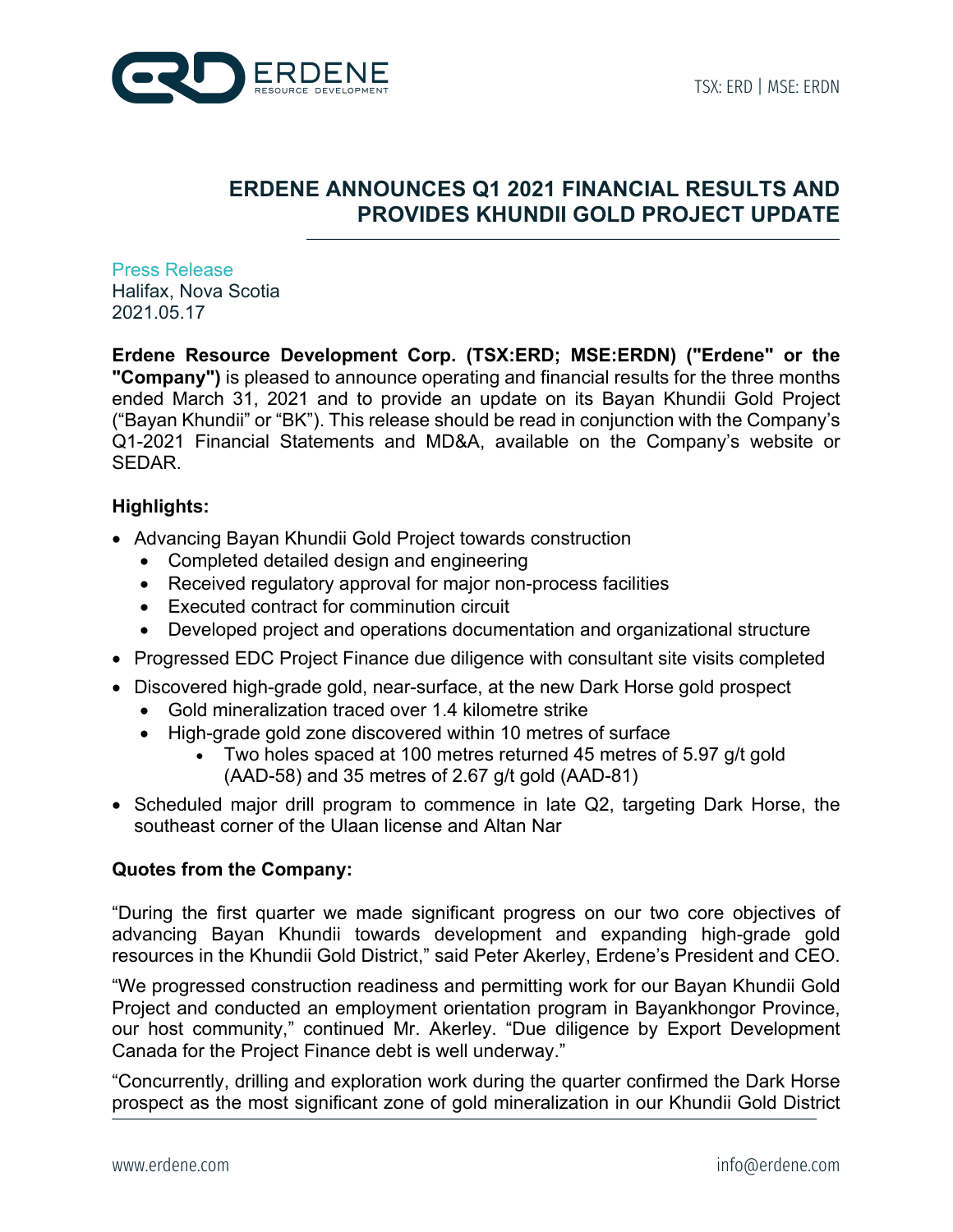# ERDENE ANNOUNCES Q1 2021 FINANCIAL RESULTS AND PROVIDES KHUNDII GOLD PROJECT UPDATE

Press Release
Halifax, Nova Scotia
2021.05.17

**Erdene Resource Development Corp. (TSX:ERD; MSE:ERDN) ("Erdene" or the "Company")** is pleased to announce operating and financial results for the three months ended March 31, 2021 and to provide an update on its Bayan Khundii Gold Project ("Bayan Khundii" or "BK"). This release should be read in conjunction with the Company's Q1-2021 Financial Statements and MD&A, available on the Company's website or SEDAR.

**Highlights:**

- Advancing Bayan Khundii Gold Project towards construction
  - Completed detailed design and engineering
  - Received regulatory approval for major non-process facilities
  - Executed contract for comminution circuit
  - Developed project and operations documentation and organizational structure
- Progressed EDC Project Finance due diligence with consultant site visits completed
- Discovered high-grade gold, near-surface, at the new Dark Horse gold prospect
  - Gold mineralization traced over 1.4 kilometre strike
  - High-grade gold zone discovered within 10 metres of surface
    - Two holes spaced at 100 metres returned 45 metres of 5.97 g/t gold (AAD-58) and 35 metres of 2.67 g/t gold (AAD-81)
- Scheduled major drill program to commence in late Q2, targeting Dark Horse, the southeast corner of the Ulaan license and Altan Nar

**Quotes from the Company:**

"During the first quarter we made significant progress on our two core objectives of advancing Bayan Khundii towards development and expanding high-grade gold resources in the Khundii Gold District," said Peter Akerley, Erdene's President and CEO.

"We progressed construction readiness and permitting work for our Bayan Khundii Gold Project and conducted an employment orientation program in Bayankhongor Province, our host community," continued Mr. Akerley. "Due diligence by Export Development Canada for the Project Finance debt is well underway."

"Concurrently, drilling and exploration work during the quarter confirmed the Dark Horse prospect as the most significant zone of gold mineralization in our Khundii Gold District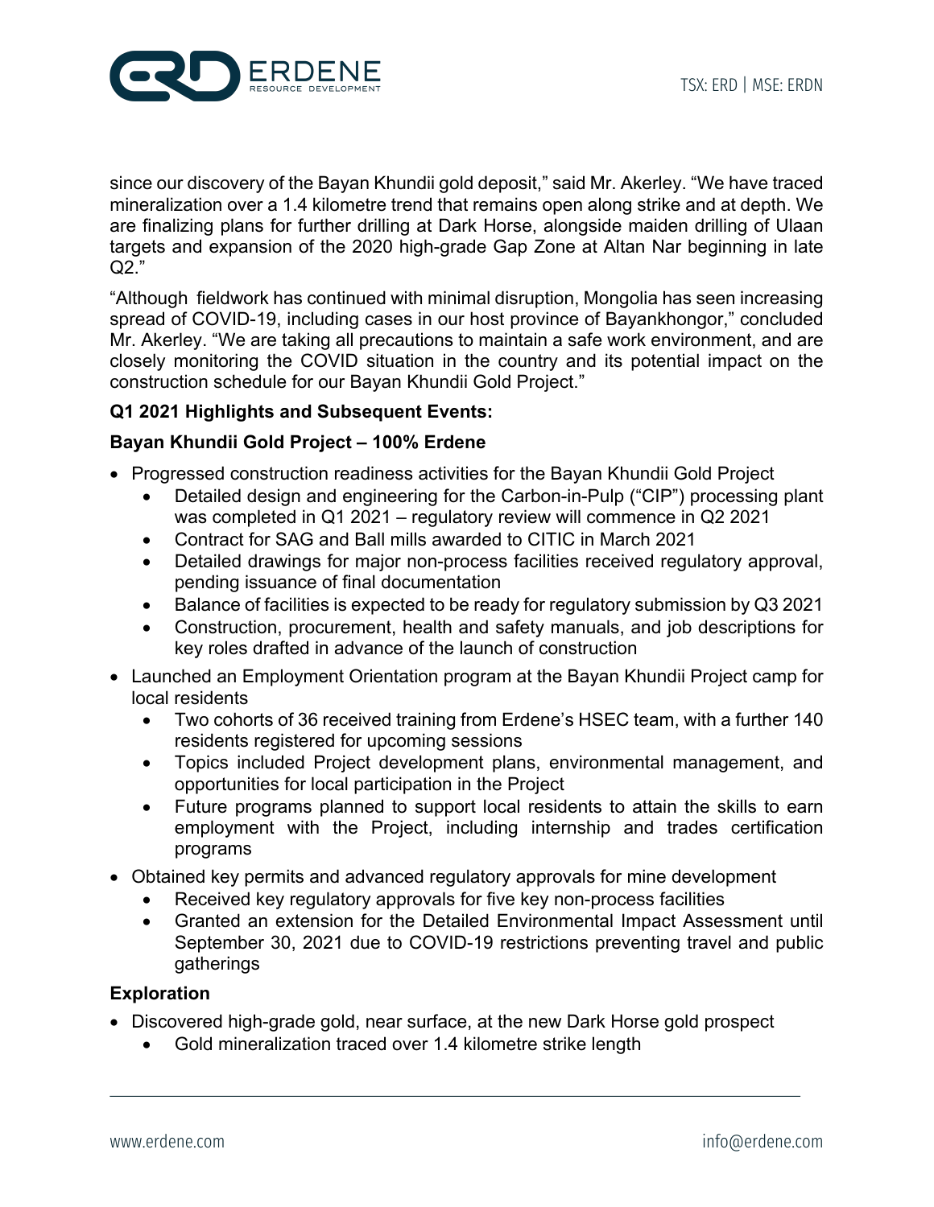since our discovery of the Bayan Khundii gold deposit," said Mr. Akerley. "We have traced mineralization over a 1.4 kilometre trend that remains open along strike and at depth. We are finalizing plans for further drilling at Dark Horse, alongside maiden drilling of Ulaan targets and expansion of the 2020 high-grade Gap Zone at Altan Nar beginning in late Q2."

"Although fieldwork has continued with minimal disruption, Mongolia has seen increasing spread of COVID-19, including cases in our host province of Bayankhongor," concluded Mr. Akerley. "We are taking all precautions to maintain a safe work environment, and are closely monitoring the COVID situation in the country and its potential impact on the construction schedule for our Bayan Khundii Gold Project."

**Q1 2021 Highlights and Subsequent Events:**

**Bayan Khundii Gold Project – 100% Erdene**

- Progressed construction readiness activities for the Bayan Khundii Gold Project
  - Detailed design and engineering for the Carbon-in-Pulp ("CIP") processing plant was completed in Q1 2021 – regulatory review will commence in Q2 2021
  - Contract for SAG and Ball mills awarded to CITIC in March 2021
  - Detailed drawings for major non-process facilities received regulatory approval, pending issuance of final documentation
  - Balance of facilities is expected to be ready for regulatory submission by Q3 2021
  - Construction, procurement, health and safety manuals, and job descriptions for key roles drafted in advance of the launch of construction
- Launched an Employment Orientation program at the Bayan Khundii Project camp for local residents
  - Two cohorts of 36 received training from Erdene's HSEC team, with a further 140 residents registered for upcoming sessions
  - Topics included Project development plans, environmental management, and opportunities for local participation in the Project
  - Future programs planned to support local residents to attain the skills to earn employment with the Project, including internship and trades certification programs
- Obtained key permits and advanced regulatory approvals for mine development
  - Received key regulatory approvals for five key non-process facilities
  - Granted an extension for the Detailed Environmental Impact Assessment until September 30, 2021 due to COVID-19 restrictions preventing travel and public gatherings

**Exploration**

- Discovered high-grade gold, near surface, at the new Dark Horse gold prospect
  - Gold mineralization traced over 1.4 kilometre strike length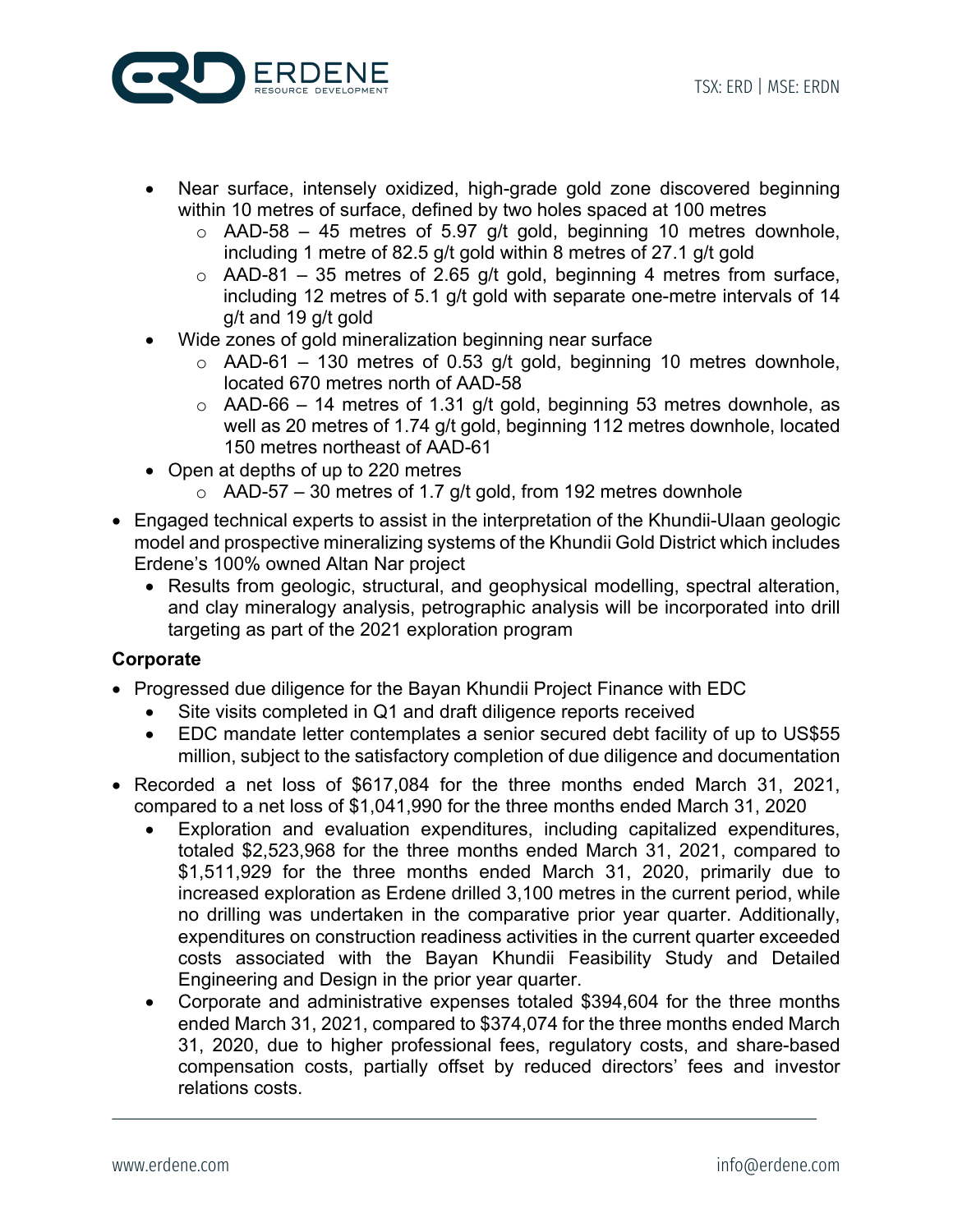- Near surface, intensely oxidized, high-grade gold zone discovered beginning within 10 metres of surface, defined by two holes spaced at 100 metres
    - AAD-58 – 45 metres of 5.97 g/t gold, beginning 10 metres downhole, including 1 metre of 82.5 g/t gold within 8 metres of 27.1 g/t gold
    - AAD-81 – 35 metres of 2.65 g/t gold, beginning 4 metres from surface, including 12 metres of 5.1 g/t gold with separate one-metre intervals of 14 g/t and 19 g/t gold
- Wide zones of gold mineralization beginning near surface
    - AAD-61 – 130 metres of 0.53 g/t gold, beginning 10 metres downhole, located 670 metres north of AAD-58
    - AAD-66 – 14 metres of 1.31 g/t gold, beginning 53 metres downhole, as well as 20 metres of 1.74 g/t gold, beginning 112 metres downhole, located 150 metres northeast of AAD-61
- Open at depths of up to 220 metres
    - AAD-57 – 30 metres of 1.7 g/t gold, from 192 metres downhole

- Engaged technical experts to assist in the interpretation of the Khundii-Ulaan geologic model and prospective mineralizing systems of the Khundii Gold District which includes Erdene's 100% owned Altan Nar project
    - Results from geologic, structural, and geophysical modelling, spectral alteration, and clay mineralogy analysis, petrographic analysis will be incorporated into drill targeting as part of the 2021 exploration program

**Corporate**

- Progressed due diligence for the Bayan Khundii Project Finance with EDC
    - Site visits completed in Q1 and draft diligence reports received
    - EDC mandate letter contemplates a senior secured debt facility of up to US$55 million, subject to the satisfactory completion of due diligence and documentation
- Recorded a net loss of $617,084 for the three months ended March 31, 2021, compared to a net loss of $1,041,990 for the three months ended March 31, 2020
    - Exploration and evaluation expenditures, including capitalized expenditures, totaled $2,523,968 for the three months ended March 31, 2021, compared to $1,511,929 for the three months ended March 31, 2020, primarily due to increased exploration as Erdene drilled 3,100 metres in the current period, while no drilling was undertaken in the comparative prior year quarter. Additionally, expenditures on construction readiness activities in the current quarter exceeded costs associated with the Bayan Khundii Feasibility Study and Detailed Engineering and Design in the prior year quarter.
    - Corporate and administrative expenses totaled $394,604 for the three months ended March 31, 2021, compared to $374,074 for the three months ended March 31, 2020, due to higher professional fees, regulatory costs, and share-based compensation costs, partially offset by reduced directors' fees and investor relations costs.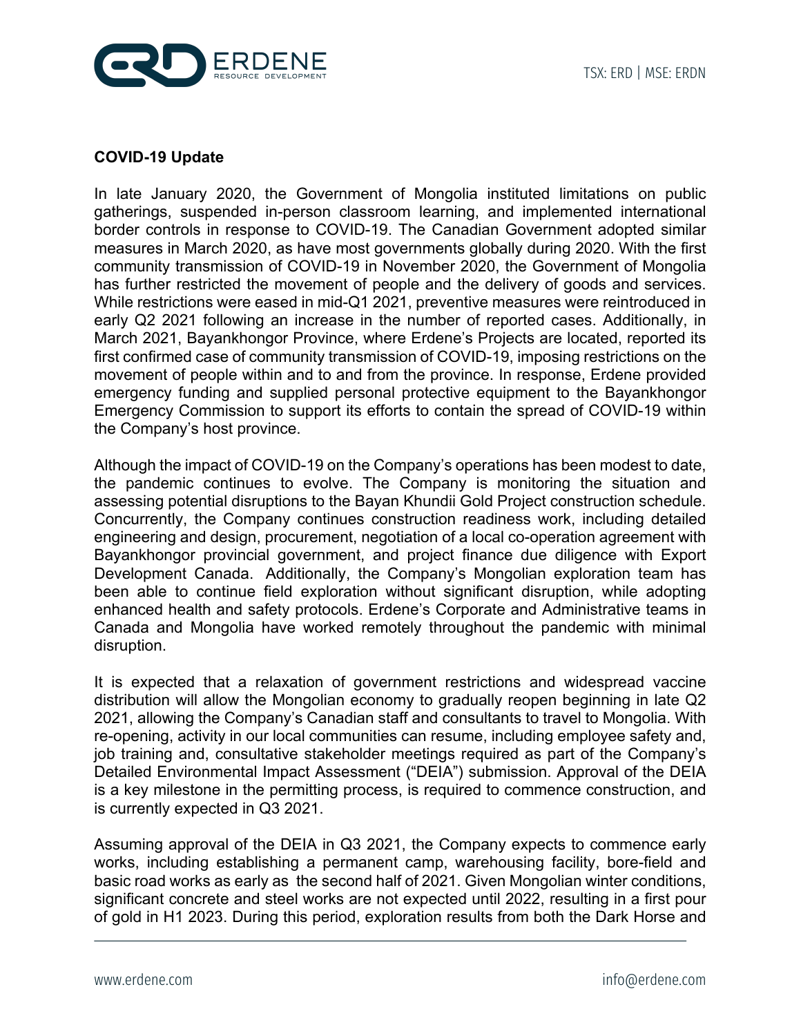**COVID-19 Update**

In late January 2020, the Government of Mongolia instituted limitations on public gatherings, suspended in-person classroom learning, and implemented international border controls in response to COVID-19. The Canadian Government adopted similar measures in March 2020, as have most governments globally during 2020. With the first community transmission of COVID-19 in November 2020, the Government of Mongolia has further restricted the movement of people and the delivery of goods and services. While restrictions were eased in mid-Q1 2021, preventive measures were reintroduced in early Q2 2021 following an increase in the number of reported cases. Additionally, in March 2021, Bayankhongor Province, where Erdene's Projects are located, reported its first confirmed case of community transmission of COVID-19, imposing restrictions on the movement of people within and to and from the province. In response, Erdene provided emergency funding and supplied personal protective equipment to the Bayankhongor Emergency Commission to support its efforts to contain the spread of COVID-19 within the Company's host province.

Although the impact of COVID-19 on the Company's operations has been modest to date, the pandemic continues to evolve. The Company is monitoring the situation and assessing potential disruptions to the Bayan Khundii Gold Project construction schedule. Concurrently, the Company continues construction readiness work, including detailed engineering and design, procurement, negotiation of a local co-operation agreement with Bayankhongor provincial government, and project finance due diligence with Export Development Canada. Additionally, the Company's Mongolian exploration team has been able to continue field exploration without significant disruption, while adopting enhanced health and safety protocols. Erdene's Corporate and Administrative teams in Canada and Mongolia have worked remotely throughout the pandemic with minimal disruption.

It is expected that a relaxation of government restrictions and widespread vaccine distribution will allow the Mongolian economy to gradually reopen beginning in late Q2 2021, allowing the Company's Canadian staff and consultants to travel to Mongolia. With re-opening, activity in our local communities can resume, including employee safety and, job training and, consultative stakeholder meetings required as part of the Company's Detailed Environmental Impact Assessment ("DEIA") submission. Approval of the DEIA is a key milestone in the permitting process, is required to commence construction, and is currently expected in Q3 2021.

Assuming approval of the DEIA in Q3 2021, the Company expects to commence early works, including establishing a permanent camp, warehousing facility, bore-field and basic road works as early as the second half of 2021. Given Mongolian winter conditions, significant concrete and steel works are not expected until 2022, resulting in a first pour of gold in H1 2023. During this period, exploration results from both the Dark Horse and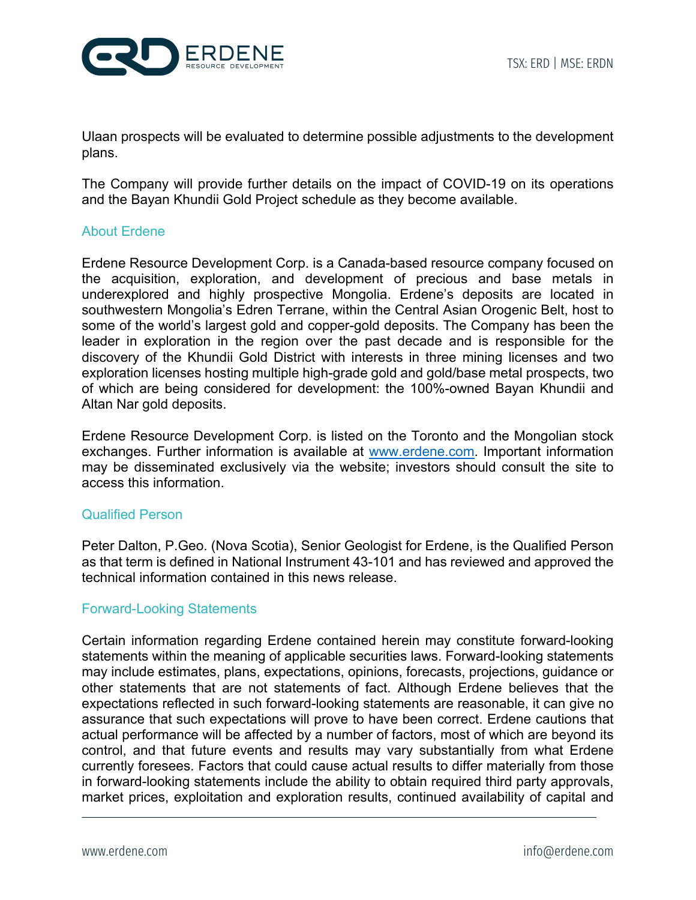Ulaan prospects will be evaluated to determine possible adjustments to the development plans.

The Company will provide further details on the impact of COVID-19 on its operations and the Bayan Khundii Gold Project schedule as they become available.

## About Erdene

Erdene Resource Development Corp. is a Canada-based resource company focused on the acquisition, exploration, and development of precious and base metals in underexplored and highly prospective Mongolia. Erdene's deposits are located in southwestern Mongolia's Edren Terrane, within the Central Asian Orogenic Belt, host to some of the world's largest gold and copper-gold deposits. The Company has been the leader in exploration in the region over the past decade and is responsible for the discovery of the Khundii Gold District with interests in three mining licenses and two exploration licenses hosting multiple high-grade gold and gold/base metal prospects, two of which are being considered for development: the 100%-owned Bayan Khundii and Altan Nar gold deposits.

Erdene Resource Development Corp. is listed on the Toronto and the Mongolian stock exchanges. Further information is available at www.erdene.com. Important information may be disseminated exclusively via the website; investors should consult the site to access this information.

## Qualified Person

Peter Dalton, P.Geo. (Nova Scotia), Senior Geologist for Erdene, is the Qualified Person as that term is defined in National Instrument 43-101 and has reviewed and approved the technical information contained in this news release.

## Forward-Looking Statements

Certain information regarding Erdene contained herein may constitute forward-looking statements within the meaning of applicable securities laws. Forward-looking statements may include estimates, plans, expectations, opinions, forecasts, projections, guidance or other statements that are not statements of fact. Although Erdene believes that the expectations reflected in such forward-looking statements are reasonable, it can give no assurance that such expectations will prove to have been correct. Erdene cautions that actual performance will be affected by a number of factors, most of which are beyond its control, and that future events and results may vary substantially from what Erdene currently foresees. Factors that could cause actual results to differ materially from those in forward-looking statements include the ability to obtain required third party approvals, market prices, exploitation and exploration results, continued availability of capital and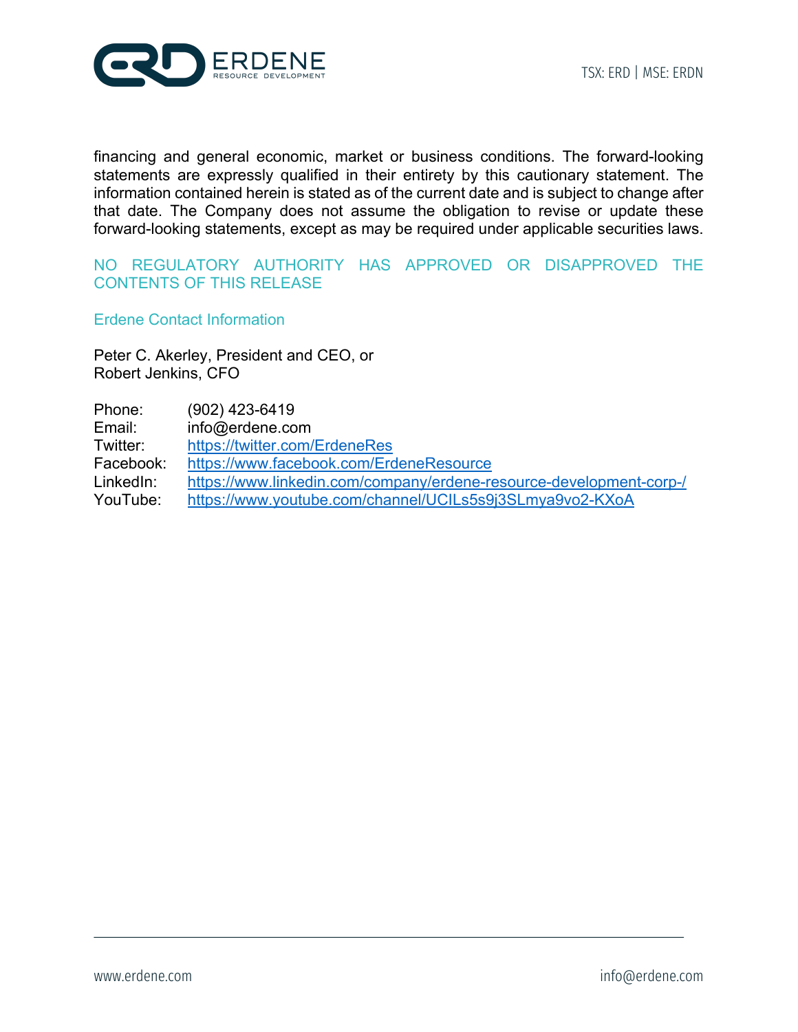financing and general economic, market or business conditions. The forward-looking statements are expressly qualified in their entirety by this cautionary statement. The information contained herein is stated as of the current date and is subject to change after that date. The Company does not assume the obligation to revise or update these forward-looking statements, except as may be required under applicable securities laws.

NO REGULATORY AUTHORITY HAS APPROVED OR DISAPPROVED THE CONTENTS OF THIS RELEASE

## Erdene Contact Information

Peter C. Akerley, President and CEO, or
Robert Jenkins, CFO

| | |
|---|---|
| Phone: | (902) 423-6419 |
| Email: | info@erdene.com |
| Twitter: | https://twitter.com/ErdeneRes |
| Facebook: | https://www.facebook.com/ErdeneResource |
| LinkedIn: | https://www.linkedin.com/company/erdene-resource-development-corp-/ |
| YouTube: | https://www.youtube.com/channel/UCILs5s9j3SLmya9vo2-KXoA |